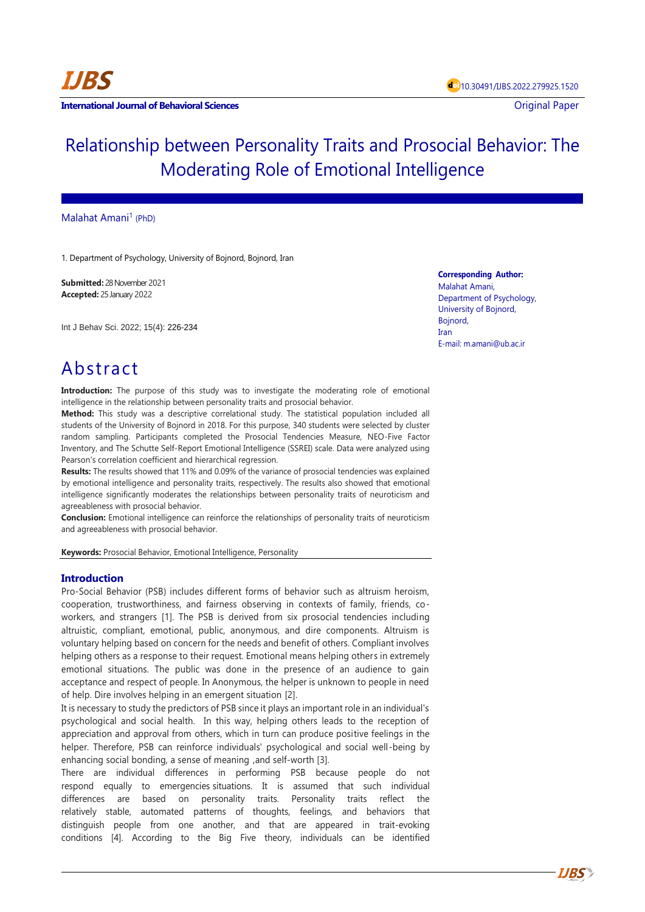IJBS

International Journal of Behavioral Sciences

10.30491/IJBS.2022.279925.1520

Original Paper

# Relationship between Personality Traits and Prosocial Behavior: The Moderating Role of Emotional Intelligence

Malahat Amani[1] (PhD)

1. Department of Psychology, University of Bojnord, Bojnord, Iran

**Submitted:** 28 November 2021
**Accepted:** 25 January 2022

Int J Behav Sci. 2022; 15(4): 226-234

**Corresponding Author:**
Malahat Amani,
Department of Psychology,
University of Bojnord,
Bojnord,
Iran
E-mail: m.amani@ub.ac.ir

# Abstract

**Introduction:** The purpose of this study was to investigate the moderating role of emotional intelligence in the relationship between personality traits and prosocial behavior.

**Method:** This study was a descriptive correlational study. The statistical population included all students of the University of Bojnord in 2018. For this purpose, 340 students were selected by cluster random sampling. Participants completed the Prosocial Tendencies Measure, NEO-Five Factor Inventory, and The Schutte Self-Report Emotional Intelligence (SSREI) scale. Data were analyzed using Pearson's correlation coefficient and hierarchical regression.

**Results:** The results showed that 11% and 0.09% of the variance of prosocial tendencies was explained by emotional intelligence and personality traits, respectively. The results also showed that emotional intelligence significantly moderates the relationships between personality traits of neuroticism and agreeableness with prosocial behavior.

**Conclusion:** Emotional intelligence can reinforce the relationships of personality traits of neuroticism and agreeableness with prosocial behavior.

**Keywords:** Prosocial Behavior, Emotional Intelligence, Personality

## Introduction

Pro-Social Behavior (PSB) includes different forms of behavior such as altruism heroism, cooperation, trustworthiness, and fairness observing in contexts of family, friends, co-workers, and strangers [1]. The PSB is derived from six prosocial tendencies including altruistic, compliant, emotional, public, anonymous, and dire components. Altruism is voluntary helping based on concern for the needs and benefit of others. Compliant involves helping others as a response to their request. Emotional means helping others in extremely emotional situations. The public was done in the presence of an audience to gain acceptance and respect of people. In Anonymous, the helper is unknown to people in need of help. Dire involves helping in an emergent situation [2].

It is necessary to study the predictors of PSB since it plays an important role in an individual's psychological and social health. In this way, helping others leads to the reception of appreciation and approval from others, which in turn can produce positive feelings in the helper. Therefore, PSB can reinforce individuals' psychological and social well-being by enhancing social bonding, a sense of meaning ,and self-worth [3].

There are individual differences in performing PSB because people do not respond equally to emergencies situations. It is assumed that such individual differences are based on personality traits. Personality traits reflect the relatively stable, automated patterns of thoughts, feelings, and behaviors that distinguish people from one another, and that are appeared in trait-evoking conditions [4]. According to the Big Five theory, individuals can be identified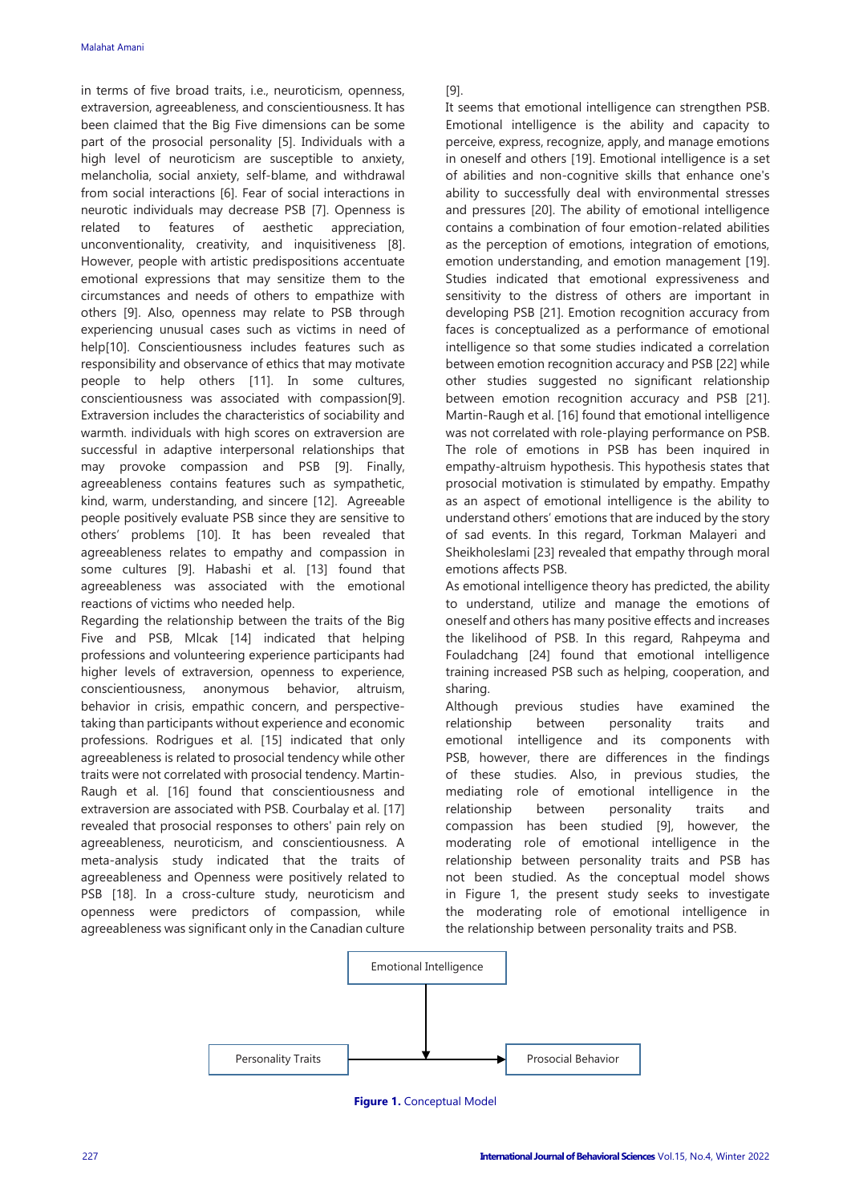in terms of five broad traits, i.e., neuroticism, openness, extraversion, agreeableness, and conscientiousness. It has been claimed that the Big Five dimensions can be some part of the prosocial personality [5]. Individuals with a high level of neuroticism are susceptible to anxiety, melancholia, social anxiety, self-blame, and withdrawal from social interactions [6]. Fear of social interactions in neurotic individuals may decrease PSB [7]. Openness is related to features of aesthetic appreciation, unconventionality, creativity, and inquisitiveness [8]. However, people with artistic predispositions accentuate emotional expressions that may sensitize them to the circumstances and needs of others to empathize with others [9]. Also, openness may relate to PSB through experiencing unusual cases such as victims in need of help[10]. Conscientiousness includes features such as responsibility and observance of ethics that may motivate people to help others [11]. In some cultures, conscientiousness was associated with compassion[9]. Extraversion includes the characteristics of sociability and warmth. individuals with high scores on extraversion are successful in adaptive interpersonal relationships that may provoke compassion and PSB [9]. Finally, agreeableness contains features such as sympathetic, kind, warm, understanding, and sincere [12]. Agreeable people positively evaluate PSB since they are sensitive to others' problems [10]. It has been revealed that agreeableness relates to empathy and compassion in some cultures [9]. Habashi et al. [13] found that agreeableness was associated with the emotional reactions of victims who needed help.

Regarding the relationship between the traits of the Big Five and PSB, Mlcak [14] indicated that helping professions and volunteering experience participants had higher levels of extraversion, openness to experience, conscientiousness, anonymous behavior, altruism, behavior in crisis, empathic concern, and perspective-taking than participants without experience and economic professions. Rodrigues et al. [15] indicated that only agreeableness is related to prosocial tendency while other traits were not correlated with prosocial tendency. Martin-Raugh et al. [16] found that conscientiousness and extraversion are associated with PSB. Courbalay et al. [17] revealed that prosocial responses to others' pain rely on agreeableness, neuroticism, and conscientiousness. A meta-analysis study indicated that the traits of agreeableness and Openness were positively related to PSB [18]. In a cross-culture study, neuroticism and openness were predictors of compassion, while agreeableness was significant only in the Canadian culture [9].

It seems that emotional intelligence can strengthen PSB. Emotional intelligence is the ability and capacity to perceive, express, recognize, apply, and manage emotions in oneself and others [19]. Emotional intelligence is a set of abilities and non-cognitive skills that enhance one's ability to successfully deal with environmental stresses and pressures [20]. The ability of emotional intelligence contains a combination of four emotion-related abilities as the perception of emotions, integration of emotions, emotion understanding, and emotion management [19]. Studies indicated that emotional expressiveness and sensitivity to the distress of others are important in developing PSB [21]. Emotion recognition accuracy from faces is conceptualized as a performance of emotional intelligence so that some studies indicated a correlation between emotion recognition accuracy and PSB [22] while other studies suggested no significant relationship between emotion recognition accuracy and PSB [21]. Martin-Raugh et al. [16] found that emotional intelligence was not correlated with role-playing performance on PSB. The role of emotions in PSB has been inquired in empathy-altruism hypothesis. This hypothesis states that prosocial motivation is stimulated by empathy. Empathy as an aspect of emotional intelligence is the ability to understand others' emotions that are induced by the story of sad events. In this regard, Torkman Malayeri and Sheikholeslami [23] revealed that empathy through moral emotions affects PSB.

As emotional intelligence theory has predicted, the ability to understand, utilize and manage the emotions of oneself and others has many positive effects and increases the likelihood of PSB. In this regard, Rahpeyma and Fouladchang [24] found that emotional intelligence training increased PSB such as helping, cooperation, and sharing.

Although previous studies have examined the relationship between personality traits and emotional intelligence and its components with PSB, however, there are differences in the findings of these studies. Also, in previous studies, the mediating role of emotional intelligence in the relationship between personality traits and compassion has been studied [9], however, the moderating role of emotional intelligence in the relationship between personality traits and PSB has not been studied. As the conceptual model shows in Figure 1, the present study seeks to investigate the moderating role of emotional intelligence in the relationship between personality traits and PSB.

Emotional Intelligence

Personality Traits → Prosocial Behavior

**Figure 1.** Conceptual Model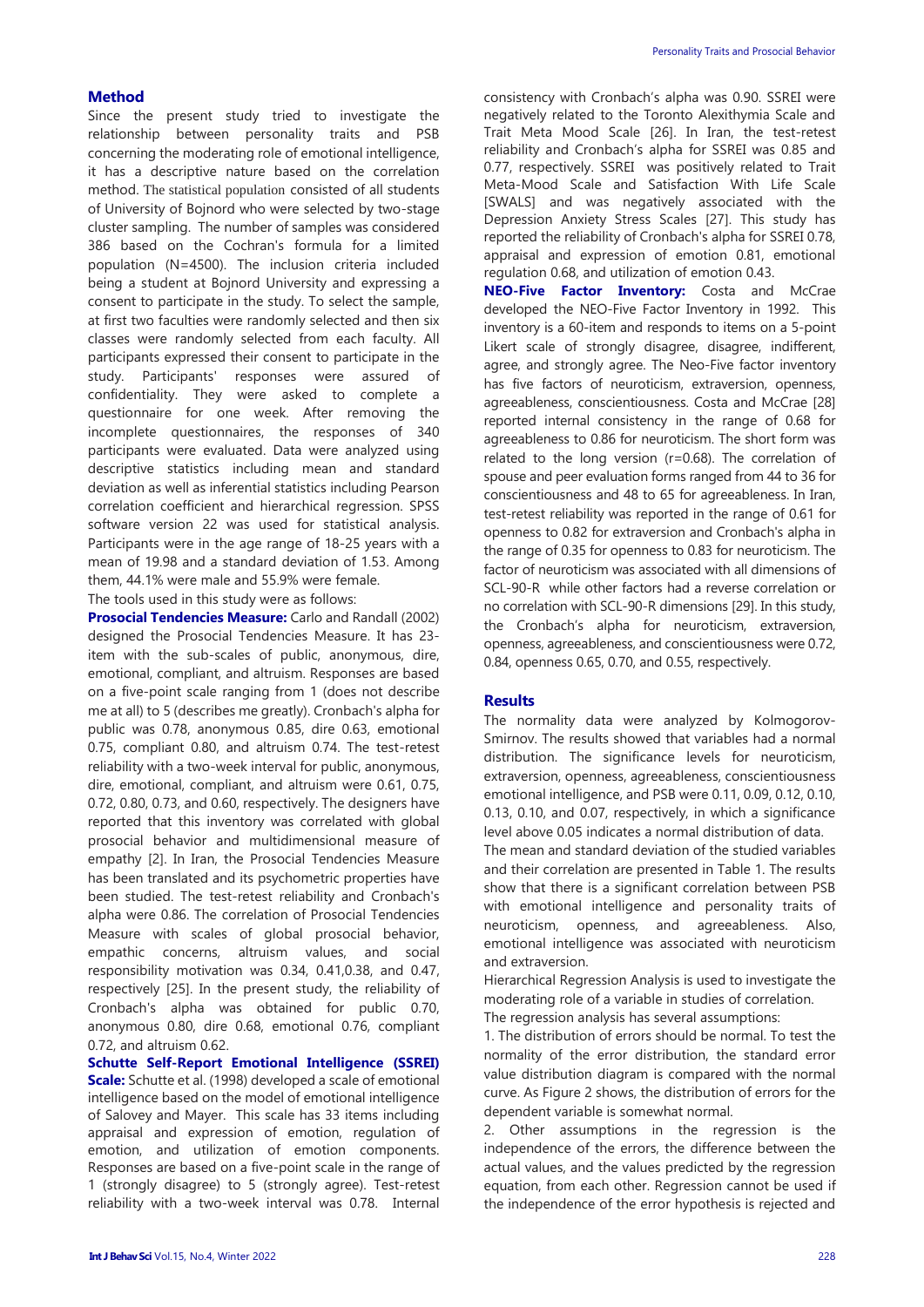## Method

Since the present study tried to investigate the relationship between personality traits and PSB concerning the moderating role of emotional intelligence, it has a descriptive nature based on the correlation method. The statistical population consisted of all students of University of Bojnord who were selected by two-stage cluster sampling. The number of samples was considered 386 based on the Cochran's formula for a limited population (N=4500). The inclusion criteria included being a student at Bojnord University and expressing a consent to participate in the study. To select the sample, at first two faculties were randomly selected and then six classes were randomly selected from each faculty. All participants expressed their consent to participate in the study. Participants' responses were assured of confidentiality. They were asked to complete a questionnaire for one week. After removing the incomplete questionnaires, the responses of 340 participants were evaluated. Data were analyzed using descriptive statistics including mean and standard deviation as well as inferential statistics including Pearson correlation coefficient and hierarchical regression. SPSS software version 22 was used for statistical analysis. Participants were in the age range of 18-25 years with a mean of 19.98 and a standard deviation of 1.53. Among them, 44.1% were male and 55.9% were female.

The tools used in this study were as follows:

**Prosocial Tendencies Measure:** Carlo and Randall (2002) designed the Prosocial Tendencies Measure. It has 23-item with the sub-scales of public, anonymous, dire, emotional, compliant, and altruism. Responses are based on a five-point scale ranging from 1 (does not describe me at all) to 5 (describes me greatly). Cronbach's alpha for public was 0.78, anonymous 0.85, dire 0.63, emotional 0.75, compliant 0.80, and altruism 0.74. The test-retest reliability with a two-week interval for public, anonymous, dire, emotional, compliant, and altruism were 0.61, 0.75, 0.72, 0.80, 0.73, and 0.60, respectively. The designers have reported that this inventory was correlated with global prosocial behavior and multidimensional measure of empathy [2]. In Iran, the Prosocial Tendencies Measure has been translated and its psychometric properties have been studied. The test-retest reliability and Cronbach's alpha were 0.86. The correlation of Prosocial Tendencies Measure with scales of global prosocial behavior, empathic concerns, altruism values, and social responsibility motivation was 0.34, 0.41,0.38, and 0.47, respectively [25]. In the present study, the reliability of Cronbach's alpha was obtained for public 0.70, anonymous 0.80, dire 0.68, emotional 0.76, compliant 0.72, and altruism 0.62.

**Schutte Self-Report Emotional Intelligence (SSREI) Scale:** Schutte et al. (1998) developed a scale of emotional intelligence based on the model of emotional intelligence of Salovey and Mayer. This scale has 33 items including appraisal and expression of emotion, regulation of emotion, and utilization of emotion components. Responses are based on a five-point scale in the range of 1 (strongly disagree) to 5 (strongly agree). Test-retest reliability with a two-week interval was 0.78. Internal consistency with Cronbach's alpha was 0.90. SSREI were negatively related to the Toronto Alexithymia Scale and Trait Meta Mood Scale [26]. In Iran, the test-retest reliability and Cronbach's alpha for SSREI was 0.85 and 0.77, respectively. SSREI was positively related to Trait Meta-Mood Scale and Satisfaction With Life Scale [SWALS] and was negatively associated with the Depression Anxiety Stress Scales [27]. This study has reported the reliability of Cronbach's alpha for SSREI 0.78, appraisal and expression of emotion 0.81, emotional regulation 0.68, and utilization of emotion 0.43.

**NEO-Five Factor Inventory:** Costa and McCrae developed the NEO-Five Factor Inventory in 1992. This inventory is a 60-item and responds to items on a 5-point Likert scale of strongly disagree, disagree, indifferent, agree, and strongly agree. The Neo-Five factor inventory has five factors of neuroticism, extraversion, openness, agreeableness, conscientiousness. Costa and McCrae [28] reported internal consistency in the range of 0.68 for agreeableness to 0.86 for neuroticism. The short form was related to the long version (r=0.68). The correlation of spouse and peer evaluation forms ranged from 44 to 36 for conscientiousness and 48 to 65 for agreeableness. In Iran, test-retest reliability was reported in the range of 0.61 for openness to 0.82 for extraversion and Cronbach's alpha in the range of 0.35 for openness to 0.83 for neuroticism. The factor of neuroticism was associated with all dimensions of SCL-90-R while other factors had a reverse correlation or no correlation with SCL-90-R dimensions [29]. In this study, the Cronbach's alpha for neuroticism, extraversion, openness, agreeableness, and conscientiousness were 0.72, 0.84, openness 0.65, 0.70, and 0.55, respectively.

## Results

The normality data were analyzed by Kolmogorov-Smirnov. The results showed that variables had a normal distribution. The significance levels for neuroticism, extraversion, openness, agreeableness, conscientiousness emotional intelligence, and PSB were 0.11, 0.09, 0.12, 0.10, 0.13, 0.10, and 0.07, respectively, in which a significance level above 0.05 indicates a normal distribution of data.

The mean and standard deviation of the studied variables and their correlation are presented in Table 1. The results show that there is a significant correlation between PSB with emotional intelligence and personality traits of neuroticism, openness, and agreeableness. Also, emotional intelligence was associated with neuroticism and extraversion.

Hierarchical Regression Analysis is used to investigate the moderating role of a variable in studies of correlation.

The regression analysis has several assumptions:

1. The distribution of errors should be normal. To test the normality of the error distribution, the standard error value distribution diagram is compared with the normal curve. As Figure 2 shows, the distribution of errors for the dependent variable is somewhat normal.

2. Other assumptions in the regression is the independence of the errors, the difference between the actual values, and the values predicted by the regression equation, from each other. Regression cannot be used if the independence of the error hypothesis is rejected and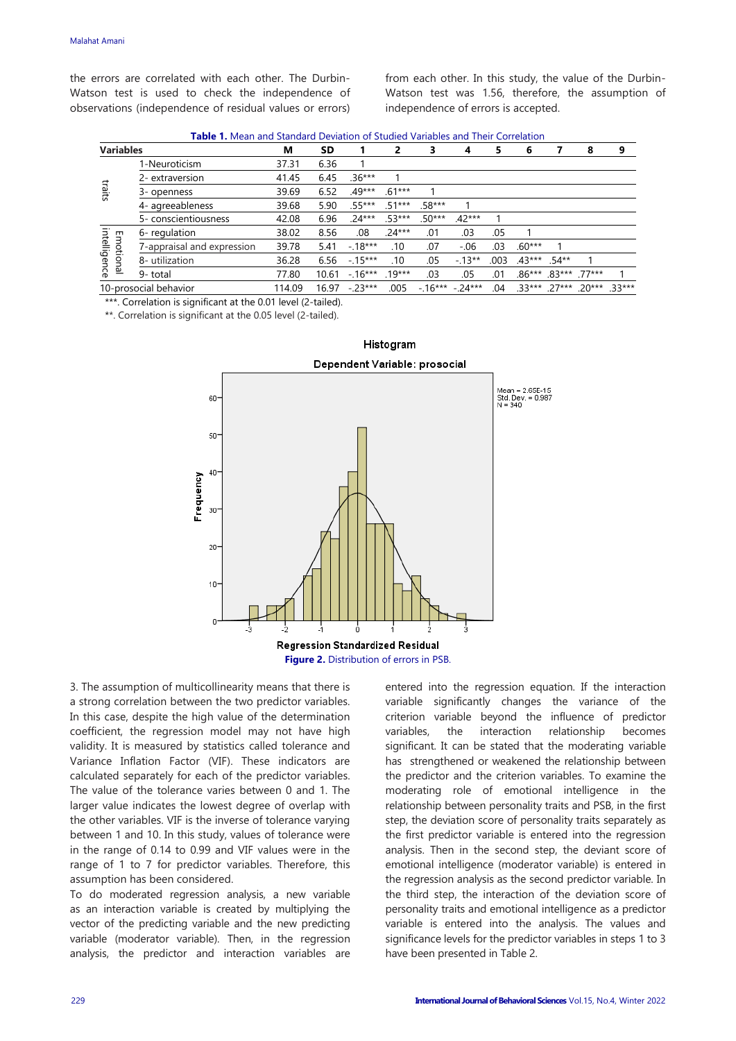the errors are correlated with each other. The Durbin-Watson test is used to check the independence of observations (independence of residual values or errors) from each other. In this study, the value of the Durbin-Watson test was 1.56, therefore, the assumption of independence of errors is accepted.

**Table 1.** Mean and Standard Deviation of Studied Variables and Their Correlation

| Variables | | M | SD | 1 | 2 | 3 | 4 | 5 | 6 | 7 | 8 | 9 |
|---|---|---|---|---|---|---|---|---|---|---|---|---|
| traits | 1-Neuroticism | 37.31 | 6.36 | 1 | | | | | | | | |
| | 2- extraversion | 41.45 | 6.45 | .36*** | 1 | | | | | | | |
| | 3- openness | 39.69 | 6.52 | .49*** | .61*** | 1 | | | | | | |
| | 4- agreeableness | 39.68 | 5.90 | .55*** | .51*** | .58*** | 1 | | | | | |
| | 5- conscientiousness | 42.08 | 6.96 | .24*** | .53*** | .50*** | .42*** | 1 | | | | |
| Emotional intelligence | 6- regulation | 38.02 | 8.56 | .08 | .24*** | .01 | .03 | .05 | 1 | | | |
| | 7-appraisal and expression | 39.78 | 5.41 | -.18*** | .10 | .07 | -.06 | .03 | .60*** | 1 | | |
| | 8- utilization | 36.28 | 6.56 | -.15*** | .10 | .05 | -.13** | .003 | .43*** | .54** | 1 | |
| | 9- total | 77.80 | 10.61 | -.16*** | .19*** | .03 | .05 | .01 | .86*** | .83*** | .77*** | 1 |
| 10-prosocial behavior | | 114.09 | 16.97 | -.23*** | .005 | -.16*** | -.24*** | .04 | .33*** | .27*** | .20*** | .33*** |

***. Correlation is significant at the 0.01 level (2-tailed).

**. Correlation is significant at the 0.05 level (2-tailed).

**Figure 2.** Distribution of errors in PSB.

3. The assumption of multicollinearity means that there is a strong correlation between the two predictor variables. In this case, despite the high value of the determination coefficient, the regression model may not have high validity. It is measured by statistics called tolerance and Variance Inflation Factor (VIF). These indicators are calculated separately for each of the predictor variables. The value of the tolerance varies between 0 and 1. The larger value indicates the lowest degree of overlap with the other variables. VIF is the inverse of tolerance varying between 1 and 10. In this study, values of tolerance were in the range of 0.14 to 0.99 and VIF values were in the range of 1 to 7 for predictor variables. Therefore, this assumption has been considered.

To do moderated regression analysis, a new variable as an interaction variable is created by multiplying the vector of the predicting variable and the new predicting variable (moderator variable). Then, in the regression analysis, the predictor and interaction variables are entered into the regression equation. If the interaction variable significantly changes the variance of the criterion variable beyond the influence of predictor variables, the interaction relationship becomes significant. It can be stated that the moderating variable has strengthened or weakened the relationship between the predictor and the criterion variables. To examine the moderating role of emotional intelligence in the relationship between personality traits and PSB, in the first step, the deviation score of personality traits separately as the first predictor variable is entered into the regression analysis. Then in the second step, the deviant score of emotional intelligence (moderator variable) is entered in the regression analysis as the second predictor variable. In the third step, the interaction of the deviation score of personality traits and emotional intelligence as a predictor variable is entered into the analysis. The values and significance levels for the predictor variables in steps 1 to 3 have been presented in Table 2.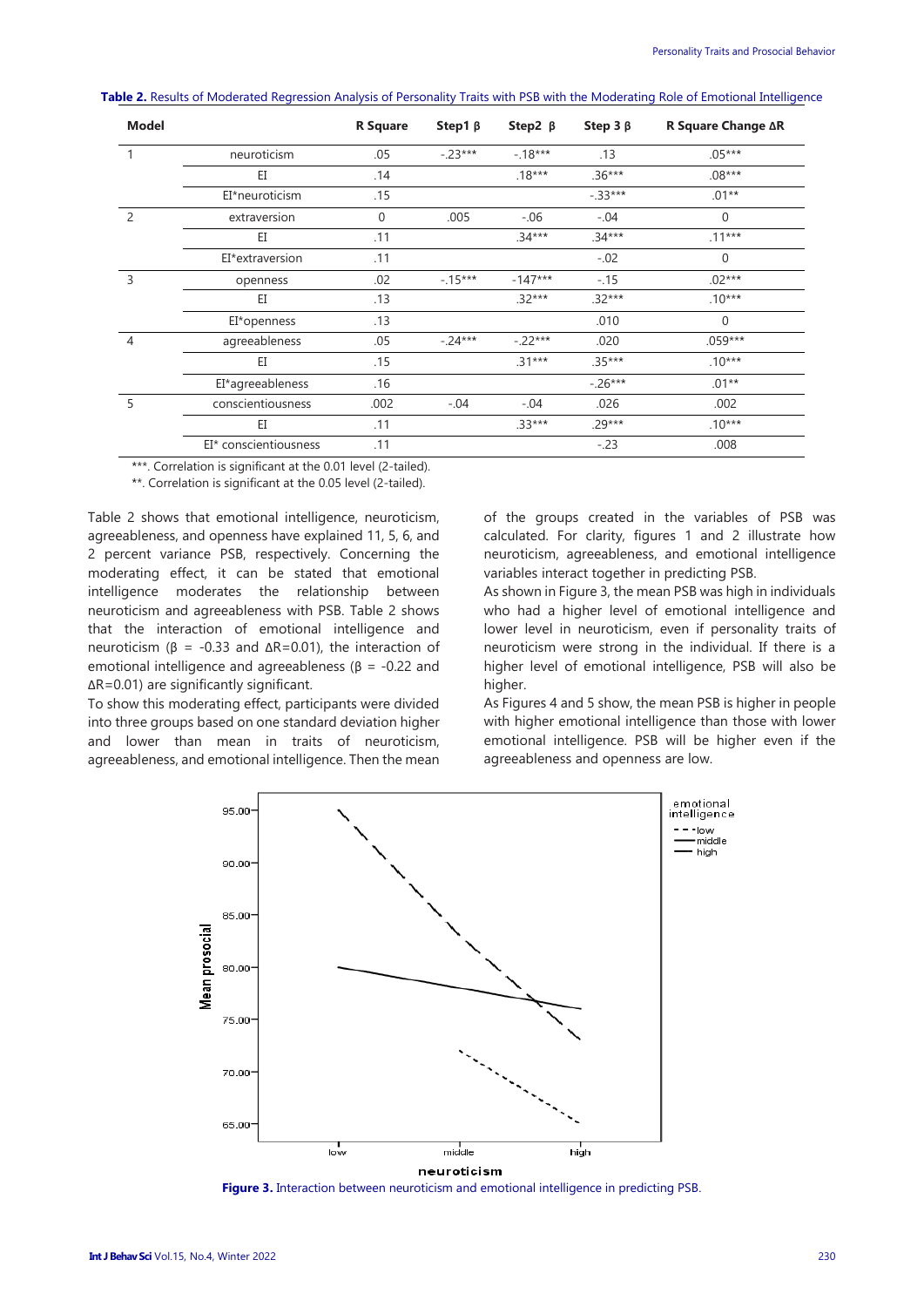**Table 2.** Results of Moderated Regression Analysis of Personality Traits with PSB with the Moderating Role of Emotional Intelligence

| Model | | R Square | Step1 β | Step2 β | Step 3 β | R Square Change ΔR |
|---|---|---|---|---|---|---|
| 1 | neuroticism | .05 | -.23*** | -.18*** | .13 | .05*** |
| | EI | .14 | | .18*** | .36*** | .08*** |
| | EI*neuroticism | .15 | | | -.33*** | .01** |
| 2 | extraversion | 0 | .005 | -.06 | -.04 | 0 |
| | EI | .11 | | .34*** | .34*** | .11*** |
| | EI*extraversion | .11 | | | -.02 | 0 |
| 3 | openness | .02 | -.15*** | -147*** | -.15 | .02*** |
| | EI | .13 | | .32*** | .32*** | .10*** |
| | EI*openness | .13 | | | .010 | 0 |
| 4 | agreeableness | .05 | -.24*** | -.22*** | .020 | .059*** |
| | EI | .15 | | .31*** | .35*** | .10*** |
| | EI*agreeableness | .16 | | | -.26*** | .01** |
| 5 | conscientiousness | .002 | -.04 | -.04 | .026 | .002 |
| | EI | .11 | | .33*** | .29*** | .10*** |
| | EI* conscientiousness | .11 | | | -.23 | .008 |

***. Correlation is significant at the 0.01 level (2-tailed).

**. Correlation is significant at the 0.05 level (2-tailed).

Table 2 shows that emotional intelligence, neuroticism, agreeableness, and openness have explained 11, 5, 6, and 2 percent variance PSB, respectively. Concerning the moderating effect, it can be stated that emotional intelligence moderates the relationship between neuroticism and agreeableness with PSB. Table 2 shows that the interaction of emotional intelligence and neuroticism (β = -0.33 and ΔR=0.01), the interaction of emotional intelligence and agreeableness (β = -0.22 and ΔR=0.01) are significantly significant.

To show this moderating effect, participants were divided into three groups based on one standard deviation higher and lower than mean in traits of neuroticism, agreeableness, and emotional intelligence. Then the mean of the groups created in the variables of PSB was calculated. For clarity, figures 1 and 2 illustrate how neuroticism, agreeableness, and emotional intelligence variables interact together in predicting PSB.

As shown in Figure 3, the mean PSB was high in individuals who had a higher level of emotional intelligence and lower level in neuroticism, even if personality traits of neuroticism were strong in the individual. If there is a higher level of emotional intelligence, PSB will also be higher.

As Figures 4 and 5 show, the mean PSB is higher in people with higher emotional intelligence than those with lower emotional intelligence. PSB will be higher even if the agreeableness and openness are low.

**Figure 3.** Interaction between neuroticism and emotional intelligence in predicting PSB.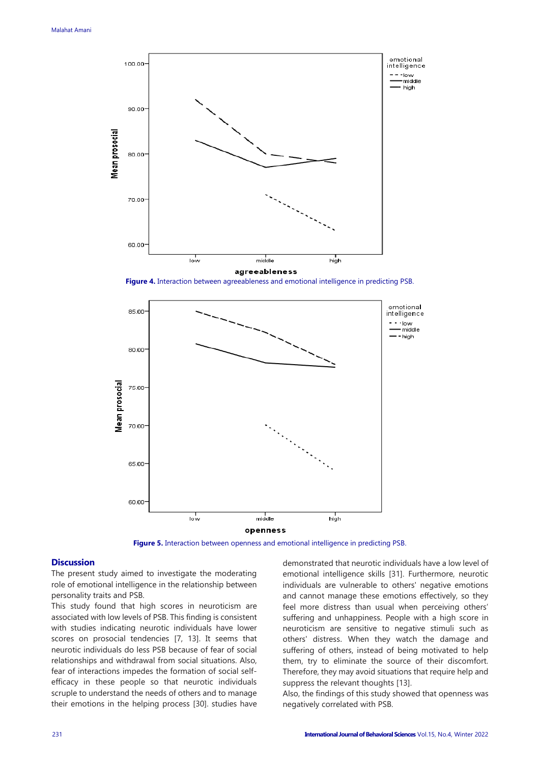Figure 4. Interaction between agreeableness and emotional intelligence in predicting PSB.

Figure 5. Interaction between openness and emotional intelligence in predicting PSB.

## Discussion

The present study aimed to investigate the moderating role of emotional intelligence in the relationship between personality traits and PSB.

This study found that high scores in neuroticism are associated with low levels of PSB. This finding is consistent with studies indicating neurotic individuals have lower scores on prosocial tendencies [7, 13]. It seems that neurotic individuals do less PSB because of fear of social relationships and withdrawal from social situations. Also, fear of interactions impedes the formation of social self-efficacy in these people so that neurotic individuals scruple to understand the needs of others and to manage their emotions in the helping process [30]. studies have demonstrated that neurotic individuals have a low level of emotional intelligence skills [31]. Furthermore, neurotic individuals are vulnerable to others' negative emotions and cannot manage these emotions effectively, so they feel more distress than usual when perceiving others' suffering and unhappiness. People with a high score in neuroticism are sensitive to negative stimuli such as others' distress. When they watch the damage and suffering of others, instead of being motivated to help them, try to eliminate the source of their discomfort. Therefore, they may avoid situations that require help and suppress the relevant thoughts [13].

Also, the findings of this study showed that openness was negatively correlated with PSB.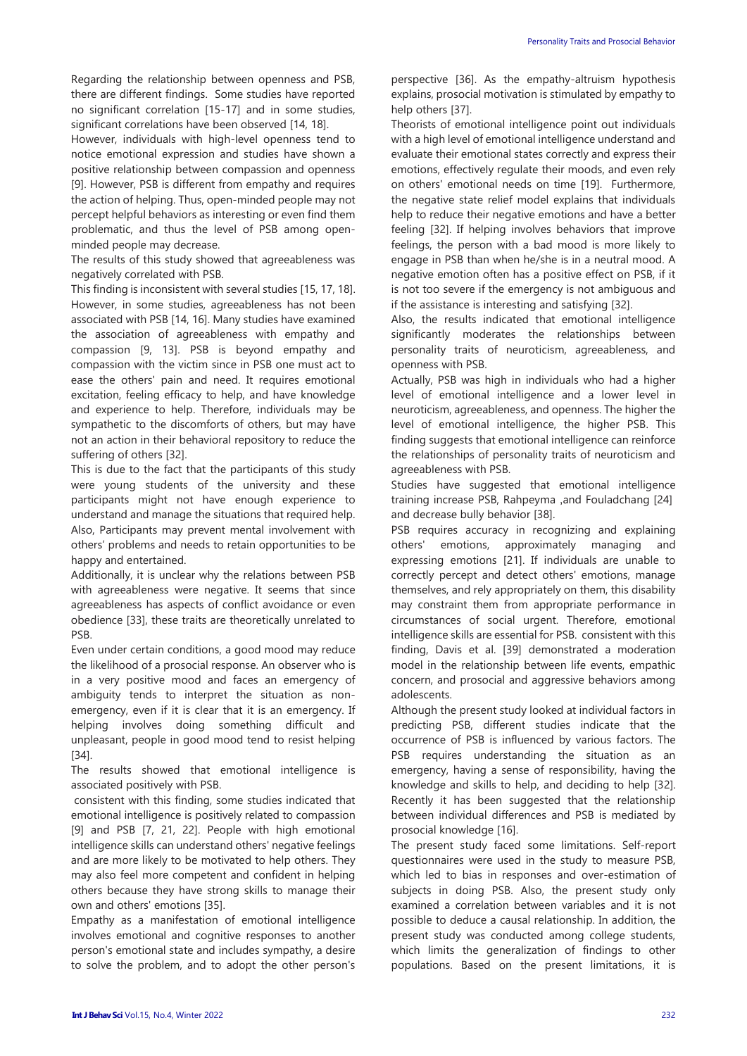Regarding the relationship between openness and PSB, there are different findings. Some studies have reported no significant correlation [15-17] and in some studies, significant correlations have been observed [14, 18].

However, individuals with high-level openness tend to notice emotional expression and studies have shown a positive relationship between compassion and openness [9]. However, PSB is different from empathy and requires the action of helping. Thus, open-minded people may not percept helpful behaviors as interesting or even find them problematic, and thus the level of PSB among open-minded people may decrease.

The results of this study showed that agreeableness was negatively correlated with PSB.

This finding is inconsistent with several studies [15, 17, 18]. However, in some studies, agreeableness has not been associated with PSB [14, 16]. Many studies have examined the association of agreeableness with empathy and compassion [9, 13]. PSB is beyond empathy and compassion with the victim since in PSB one must act to ease the others' pain and need. It requires emotional excitation, feeling efficacy to help, and have knowledge and experience to help. Therefore, individuals may be sympathetic to the discomforts of others, but may have not an action in their behavioral repository to reduce the suffering of others [32].

This is due to the fact that the participants of this study were young students of the university and these participants might not have enough experience to understand and manage the situations that required help. Also, Participants may prevent mental involvement with others' problems and needs to retain opportunities to be happy and entertained.

Additionally, it is unclear why the relations between PSB with agreeableness were negative. It seems that since agreeableness has aspects of conflict avoidance or even obedience [33], these traits are theoretically unrelated to PSB.

Even under certain conditions, a good mood may reduce the likelihood of a prosocial response. An observer who is in a very positive mood and faces an emergency of ambiguity tends to interpret the situation as non-emergency, even if it is clear that it is an emergency. If helping involves doing something difficult and unpleasant, people in good mood tend to resist helping [34].

The results showed that emotional intelligence is associated positively with PSB.

consistent with this finding, some studies indicated that emotional intelligence is positively related to compassion [9] and PSB [7, 21, 22]. People with high emotional intelligence skills can understand others' negative feelings and are more likely to be motivated to help others. They may also feel more competent and confident in helping others because they have strong skills to manage their own and others' emotions [35].

Empathy as a manifestation of emotional intelligence involves emotional and cognitive responses to another person's emotional state and includes sympathy, a desire to solve the problem, and to adopt the other person's perspective [36]. As the empathy-altruism hypothesis explains, prosocial motivation is stimulated by empathy to help others [37].

Theorists of emotional intelligence point out individuals with a high level of emotional intelligence understand and evaluate their emotional states correctly and express their emotions, effectively regulate their moods, and even rely on others' emotional needs on time [19]. Furthermore, the negative state relief model explains that individuals help to reduce their negative emotions and have a better feeling [32]. If helping involves behaviors that improve feelings, the person with a bad mood is more likely to engage in PSB than when he/she is in a neutral mood. A negative emotion often has a positive effect on PSB, if it is not too severe if the emergency is not ambiguous and if the assistance is interesting and satisfying [32].

Also, the results indicated that emotional intelligence significantly moderates the relationships between personality traits of neuroticism, agreeableness, and openness with PSB.

Actually, PSB was high in individuals who had a higher level of emotional intelligence and a lower level in neuroticism, agreeableness, and openness. The higher the level of emotional intelligence, the higher PSB. This finding suggests that emotional intelligence can reinforce the relationships of personality traits of neuroticism and agreeableness with PSB.

Studies have suggested that emotional intelligence training increase PSB, Rahpeyma ,and Fouladchang [24] and decrease bully behavior [38].

PSB requires accuracy in recognizing and explaining others' emotions, approximately managing and expressing emotions [21]. If individuals are unable to correctly percept and detect others' emotions, manage themselves, and rely appropriately on them, this disability may constraint them from appropriate performance in circumstances of social urgent. Therefore, emotional intelligence skills are essential for PSB. consistent with this finding, Davis et al. [39] demonstrated a moderation model in the relationship between life events, empathic concern, and prosocial and aggressive behaviors among adolescents.

Although the present study looked at individual factors in predicting PSB, different studies indicate that the occurrence of PSB is influenced by various factors. The PSB requires understanding the situation as an emergency, having a sense of responsibility, having the knowledge and skills to help, and deciding to help [32]. Recently it has been suggested that the relationship between individual differences and PSB is mediated by prosocial knowledge [16].

The present study faced some limitations. Self-report questionnaires were used in the study to measure PSB, which led to bias in responses and over-estimation of subjects in doing PSB. Also, the present study only examined a correlation between variables and it is not possible to deduce a causal relationship. In addition, the present study was conducted among college students, which limits the generalization of findings to other populations. Based on the present limitations, it is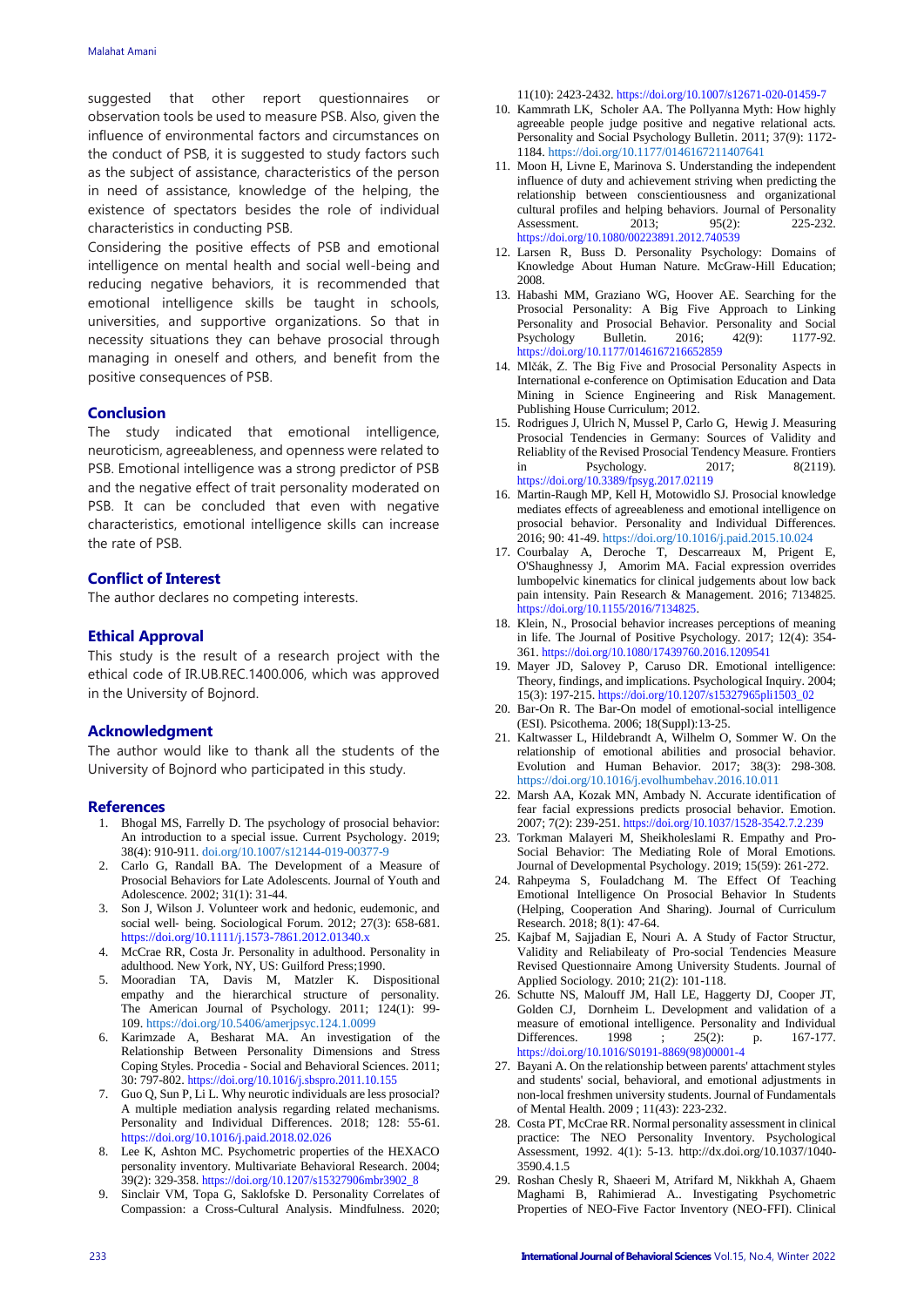suggested that other report questionnaires or observation tools be used to measure PSB. Also, given the influence of environmental factors and circumstances on the conduct of PSB, it is suggested to study factors such as the subject of assistance, characteristics of the person in need of assistance, knowledge of the helping, the existence of spectators besides the role of individual characteristics in conducting PSB.

Considering the positive effects of PSB and emotional intelligence on mental health and social well-being and reducing negative behaviors, it is recommended that emotional intelligence skills be taught in schools, universities, and supportive organizations. So that in necessity situations they can behave prosocial through managing in oneself and others, and benefit from the positive consequences of PSB.

## Conclusion

The study indicated that emotional intelligence, neuroticism, agreeableness, and openness were related to PSB. Emotional intelligence was a strong predictor of PSB and the negative effect of trait personality moderated on PSB. It can be concluded that even with negative characteristics, emotional intelligence skills can increase the rate of PSB.

## Conflict of Interest

The author declares no competing interests.

## Ethical Approval

This study is the result of a research project with the ethical code of IR.UB.REC.1400.006, which was approved in the University of Bojnord.

## Acknowledgment

The author would like to thank all the students of the University of Bojnord who participated in this study.

## References

1. Bhogal MS, Farrelly D. The psychology of prosocial behavior: An introduction to a special issue. Current Psychology. 2019; 38(4): 910-911. doi.org/10.1007/s12144-019-00377-9
2. Carlo G, Randall BA. The Development of a Measure of Prosocial Behaviors for Late Adolescents. Journal of Youth and Adolescence. 2002; 31(1): 31-44.
3. Son J, Wilson J. Volunteer work and hedonic, eudemonic, and social well- being. Sociological Forum. 2012; 27(3): 658-681. https://doi.org/10.1111/j.1573-7861.2012.01340.x
4. McCrae RR, Costa Jr. Personality in adulthood. Personality in adulthood. New York, NY, US: Guilford Press;1990.
5. Mooradian TA, Davis M, Matzler K. Dispositional empathy and the hierarchical structure of personality. The American Journal of Psychology. 2011; 124(1): 99-109. https://doi.org/10.5406/amerjpsyc.124.1.0099
6. Karimzade A, Besharat MA. An investigation of the Relationship Between Personality Dimensions and Stress Coping Styles. Procedia - Social and Behavioral Sciences. 2011; 30: 797-802. https://doi.org/10.1016/j.sbspro.2011.10.155
7. Guo Q, Sun P, Li L. Why neurotic individuals are less prosocial? A multiple mediation analysis regarding related mechanisms. Personality and Individual Differences. 2018; 128: 55-61. https://doi.org/10.1016/j.paid.2018.02.026
8. Lee K, Ashton MC. Psychometric properties of the HEXACO personality inventory. Multivariate Behavioral Research. 2004; 39(2): 329-358. https://doi.org/10.1207/s15327906mbr3902_8
9. Sinclair VM, Topa G, Saklofske D. Personality Correlates of Compassion: a Cross-Cultural Analysis. Mindfulness. 2020; 11(10): 2423-2432. https://doi.org/10.1007/s12671-020-01459-7
10. Kammrath LK, Scholer AA. The Pollyanna Myth: How highly agreeable people judge positive and negative relational acts. Personality and Social Psychology Bulletin. 2011; 37(9): 1172-1184. https://doi.org/10.1177/0146167211407641
11. Moon H, Livne E, Marinova S. Understanding the independent influence of duty and achievement striving when predicting the relationship between conscientiousness and organizational cultural profiles and helping behaviors. Journal of Personality Assessment. 2013; 95(2): 225-232. https://doi.org/10.1080/00223891.2012.740539
12. Larsen R, Buss D. Personality Psychology: Domains of Knowledge About Human Nature. McGraw-Hill Education; 2008.
13. Habashi MM, Graziano WG, Hoover AE. Searching for the Prosocial Personality: A Big Five Approach to Linking Personality and Prosocial Behavior. Personality and Social Psychology Bulletin. 2016; 42(9): 1177-92. https://doi.org/10.1177/0146167216652859
14. Mlčák, Z. The Big Five and Prosocial Personality Aspects in International e-conference on Optimisation Education and Data Mining in Science Engineering and Risk Management. Publishing House Curriculum; 2012.
15. Rodrigues J, Ulrich N, Mussel P, Carlo G, Hewig J. Measuring Prosocial Tendencies in Germany: Sources of Validity and Reliablity of the Revised Prosocial Tendency Measure. Frontiers in Psychology. 2017; 8(2119). https://doi.org/10.3389/fpsyg.2017.02119
16. Martin-Raugh MP, Kell H, Motowidlo SJ. Prosocial knowledge mediates effects of agreeableness and emotional intelligence on prosocial behavior. Personality and Individual Differences. 2016; 90: 41-49. https://doi.org/10.1016/j.paid.2015.10.024
17. Courbalay A, Deroche T, Descarreaux M, Prigent E, O'Shaughnessy J, Amorim MA. Facial expression overrides lumbopelvic kinematics for clinical judgements about low back pain intensity. Pain Research & Management. 2016; 7134825. https://doi.org/10.1155/2016/7134825.
18. Klein, N., Prosocial behavior increases perceptions of meaning in life. The Journal of Positive Psychology. 2017; 12(4): 354-361. https://doi.org/10.1080/17439760.2016.1209541
19. Mayer JD, Salovey P, Caruso DR. Emotional intelligence: Theory, findings, and implications. Psychological Inquiry. 2004; 15(3): 197-215. https://doi.org/10.1207/s15327965pli1503_02
20. Bar-On R. The Bar-On model of emotional-social intelligence (ESI). Psicothema. 2006; 18(Suppl):13-25.
21. Kaltwasser L, Hildebrandt A, Wilhelm O, Sommer W. On the relationship of emotional abilities and prosocial behavior. Evolution and Human Behavior. 2017; 38(3): 298-308. https://doi.org/10.1016/j.evolhumbehav.2016.10.011
22. Marsh AA, Kozak MN, Ambady N. Accurate identification of fear facial expressions predicts prosocial behavior. Emotion. 2007; 7(2): 239-251. https://doi.org/10.1037/1528-3542.7.2.239
23. Torkman Malayeri M, Sheikholeslami R. Empathy and Pro-Social Behavior: The Mediating Role of Moral Emotions. Journal of Developmental Psychology. 2019; 15(59): 261-272.
24. Rahpeyma S, Fouladchang M. The Effect Of Teaching Emotional Intelligence On Prosocial Behavior In Students (Helping, Cooperation And Sharing). Journal of Curriculum Research. 2018; 8(1): 47-64.
25. Kajbaf M, Sajjadian E, Nouri A. A Study of Factor Structur, Validity and Reliabileaty of Pro-social Tendencies Measure Revised Questionnaire Among University Students. Journal of Applied Sociology. 2010; 21(2): 101-118.
26. Schutte NS, Malouff JM, Hall LE, Haggerty DJ, Cooper JT, Golden CJ, Dornheim L. Development and validation of a measure of emotional intelligence. Personality and Individual Differences. 1998 ; 25(2): p. 167-177. https://doi.org/10.1016/S0191-8869(98)00001-4
27. Bayani A. On the relationship between parents' attachment styles and students' social, behavioral, and emotional adjustments in non-local freshmen university students. Journal of Fundamentals of Mental Health. 2009 ; 11(43): 223-232.
28. Costa PT, McCrae RR. Normal personality assessment in clinical practice: The NEO Personality Inventory. Psychological Assessment, 1992. 4(1): 5-13. http://dx.doi.org/10.1037/1040-3590.4.1.5
29. Roshan Chesly R, Shaeeri M, Atrifard M, Nikkhah A, Ghaem Maghami B, Rahimierad A.. Investigating Psychometric Properties of NEO-Five Factor Inventory (NEO-FFI). Clinical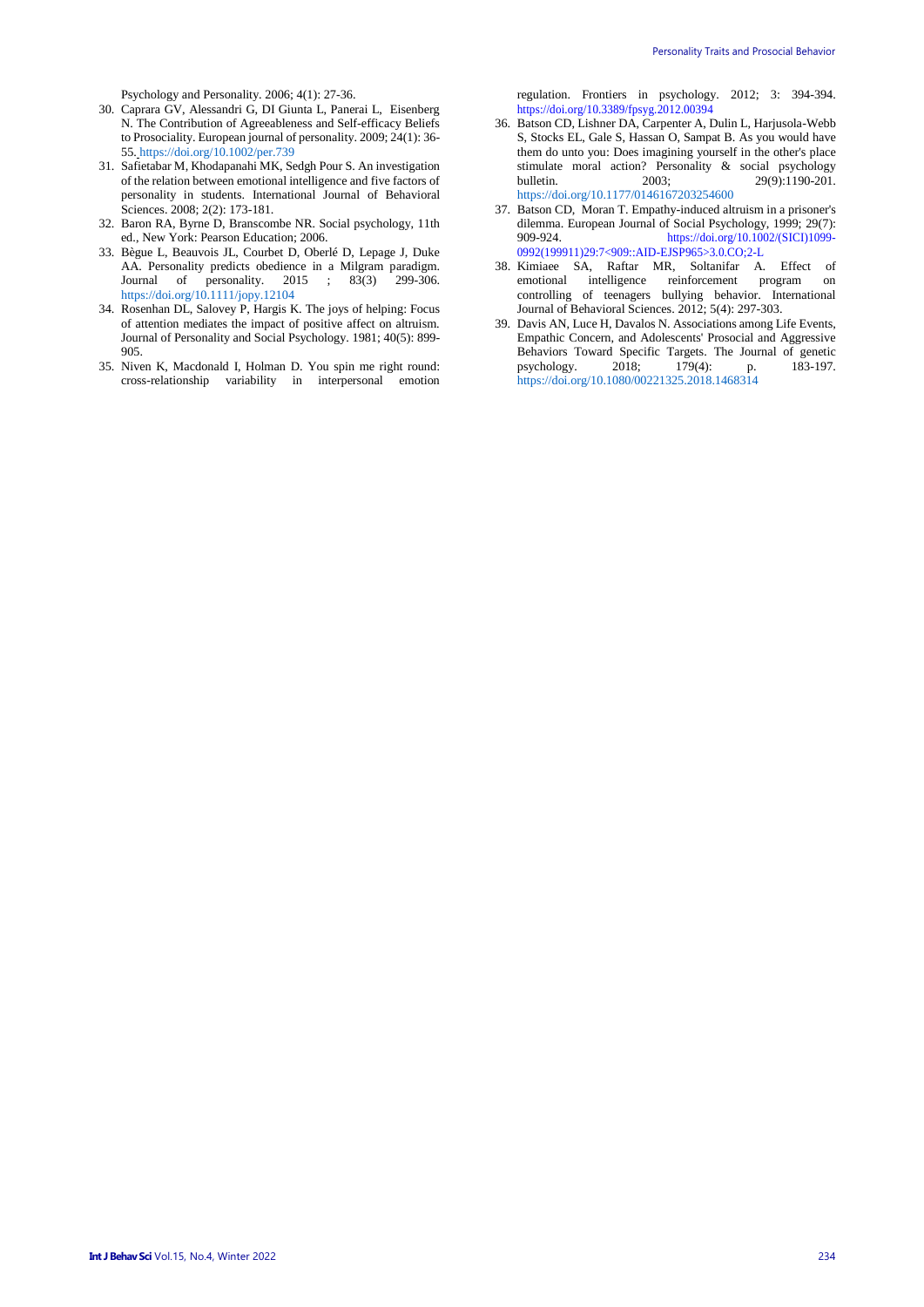Psychology and Personality. 2006; 4(1): 27-36.

30. Caprara GV, Alessandri G, DI Giunta L, Panerai L, Eisenberg N. The Contribution of Agreeableness and Self-efficacy Beliefs to Prosociality. European journal of personality. 2009; 24(1): 36-55. https://doi.org/10.1002/per.739
31. Safietabar M, Khodapanahi MK, Sedgh Pour S. An investigation of the relation between emotional intelligence and five factors of personality in students. International Journal of Behavioral Sciences. 2008; 2(2): 173-181.
32. Baron RA, Byrne D, Branscombe NR. Social psychology, 11th ed., New York: Pearson Education; 2006.
33. Bègue L, Beauvois JL, Courbet D, Oberlé D, Lepage J, Duke AA. Personality predicts obedience in a Milgram paradigm. Journal of personality. 2015 ; 83(3) 299-306. https://doi.org/10.1111/jopy.12104
34. Rosenhan DL, Salovey P, Hargis K. The joys of helping: Focus of attention mediates the impact of positive affect on altruism. Journal of Personality and Social Psychology. 1981; 40(5): 899-905.
35. Niven K, Macdonald I, Holman D. You spin me right round: cross-relationship variability in interpersonal emotion regulation. Frontiers in psychology. 2012; 3: 394-394. https://doi.org/10.3389/fpsyg.2012.00394
36. Batson CD, Lishner DA, Carpenter A, Dulin L, Harjusola-Webb S, Stocks EL, Gale S, Hassan O, Sampat B. As you would have them do unto you: Does imagining yourself in the other's place stimulate moral action? Personality & social psychology bulletin. 2003; 29(9):1190-201. https://doi.org/10.1177/0146167203254600
37. Batson CD, Moran T. Empathy-induced altruism in a prisoner's dilemma. European Journal of Social Psychology, 1999; 29(7): 909-924. https://doi.org/10.1002/(SICI)1099-0992(199911)29:7<909::AID-EJSP965>3.0.CO;2-L
38. Kimiaee SA, Raftar MR, Soltanifar A. Effect of emotional intelligence reinforcement program on controlling of teenagers bullying behavior. International Journal of Behavioral Sciences. 2012; 5(4): 297-303.
39. Davis AN, Luce H, Davalos N. Associations among Life Events, Empathic Concern, and Adolescents' Prosocial and Aggressive Behaviors Toward Specific Targets. The Journal of genetic psychology. 2018; 179(4): p. 183-197. https://doi.org/10.1080/00221325.2018.1468314